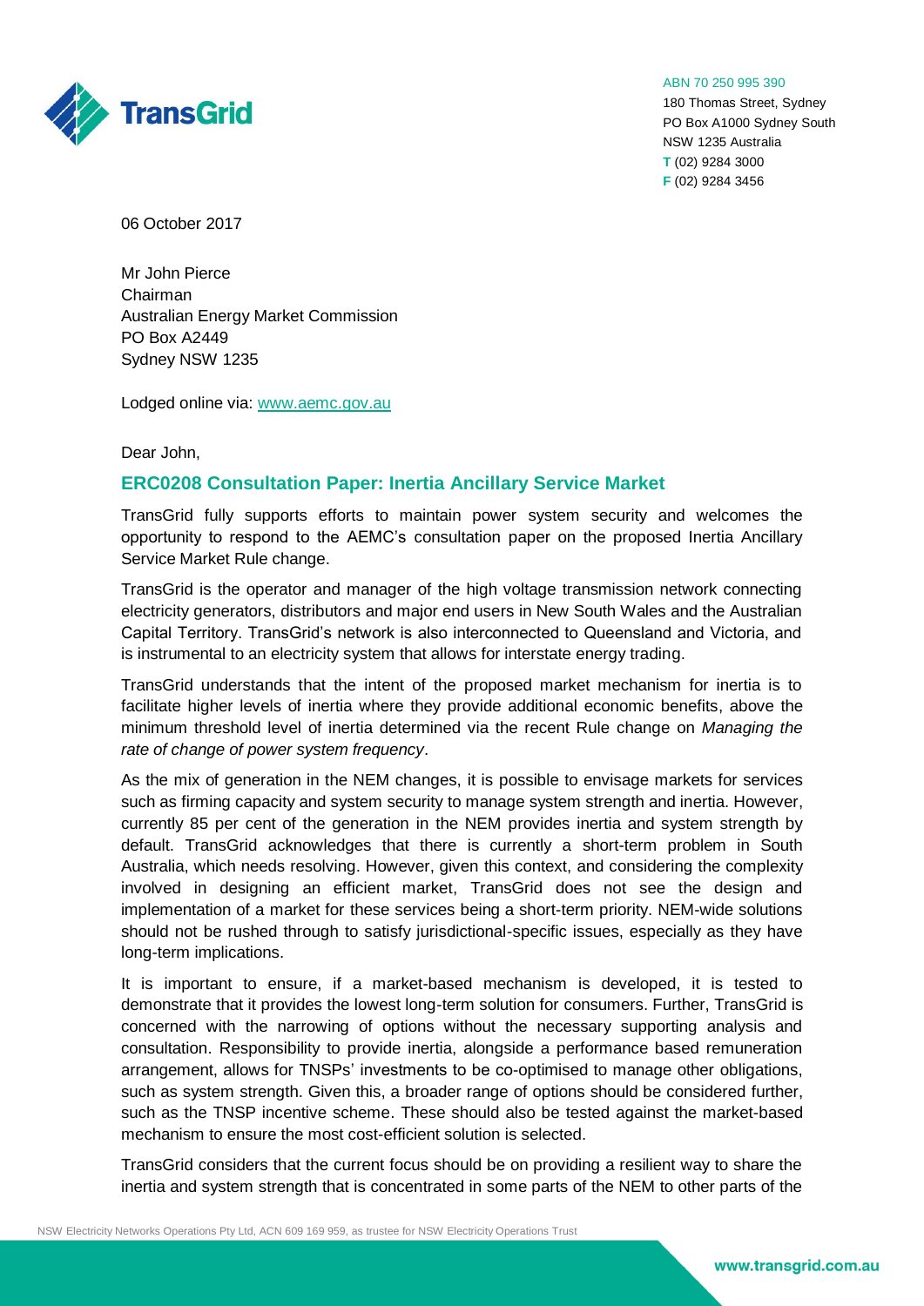ABN 70 250 995 390
180 Thomas Street, Sydney
PO Box A1000 Sydney South
NSW 1235 Australia
**T** (02) 9284 3000
**F** (02) 9284 3456

06 October 2017

Mr John Pierce
Chairman
Australian Energy Market Commission
PO Box A2449
Sydney NSW 1235

Lodged online via: [www.aemc.gov.au](http://www.aemc.gov.au)

Dear John,

## ERC0208 Consultation Paper: Inertia Ancillary Service Market

TransGrid fully supports efforts to maintain power system security and welcomes the opportunity to respond to the AEMC's consultation paper on the proposed Inertia Ancillary Service Market Rule change.

TransGrid is the operator and manager of the high voltage transmission network connecting electricity generators, distributors and major end users in New South Wales and the Australian Capital Territory. TransGrid's network is also interconnected to Queensland and Victoria, and is instrumental to an electricity system that allows for interstate energy trading.

TransGrid understands that the intent of the proposed market mechanism for inertia is to facilitate higher levels of inertia where they provide additional economic benefits, above the minimum threshold level of inertia determined via the recent Rule change on *Managing the rate of change of power system frequency*.

As the mix of generation in the NEM changes, it is possible to envisage markets for services such as firming capacity and system security to manage system strength and inertia. However, currently 85 per cent of the generation in the NEM provides inertia and system strength by default. TransGrid acknowledges that there is currently a short-term problem in South Australia, which needs resolving. However, given this context, and considering the complexity involved in designing an efficient market, TransGrid does not see the design and implementation of a market for these services being a short-term priority. NEM-wide solutions should not be rushed through to satisfy jurisdictional-specific issues, especially as they have long-term implications.

It is important to ensure, if a market-based mechanism is developed, it is tested to demonstrate that it provides the lowest long-term solution for consumers. Further, TransGrid is concerned with the narrowing of options without the necessary supporting analysis and consultation. Responsibility to provide inertia, alongside a performance based remuneration arrangement, allows for TNSPs' investments to be co-optimised to manage other obligations, such as system strength. Given this, a broader range of options should be considered further, such as the TNSP incentive scheme. These should also be tested against the market-based mechanism to ensure the most cost-efficient solution is selected.

TransGrid considers that the current focus should be on providing a resilient way to share the inertia and system strength that is concentrated in some parts of the NEM to other parts of the

NSW Electricity Networks Operations Pty Ltd, ACN 609 169 959, as trustee for NSW Electricity Operations Trust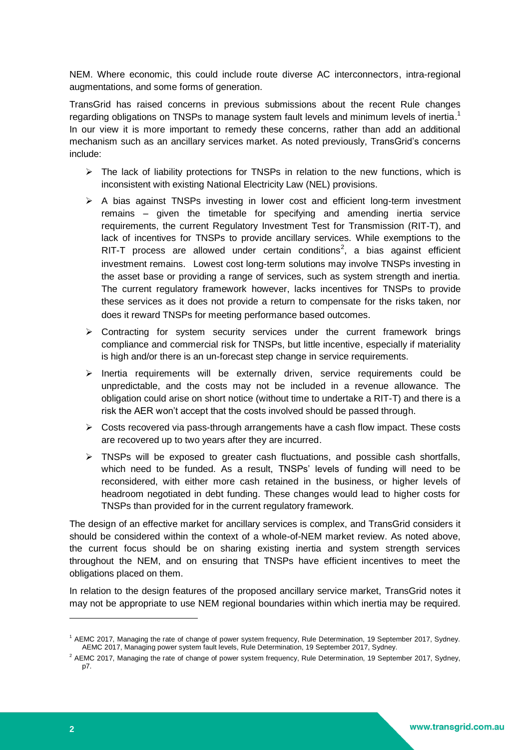NEM. Where economic, this could include route diverse AC interconnectors, intra-regional augmentations, and some forms of generation.

TransGrid has raised concerns in previous submissions about the recent Rule changes regarding obligations on TNSPs to manage system fault levels and minimum levels of inertia.[1] In our view it is more important to remedy these concerns, rather than add an additional mechanism such as an ancillary services market. As noted previously, TransGrid's concerns include:

- The lack of liability protections for TNSPs in relation to the new functions, which is inconsistent with existing National Electricity Law (NEL) provisions.
- A bias against TNSPs investing in lower cost and efficient long-term investment remains – given the timetable for specifying and amending inertia service requirements, the current Regulatory Investment Test for Transmission (RIT-T), and lack of incentives for TNSPs to provide ancillary services. While exemptions to the RIT-T process are allowed under certain conditions[2], a bias against efficient investment remains. Lowest cost long-term solutions may involve TNSPs investing in the asset base or providing a range of services, such as system strength and inertia. The current regulatory framework however, lacks incentives for TNSPs to provide these services as it does not provide a return to compensate for the risks taken, nor does it reward TNSPs for meeting performance based outcomes.
- Contracting for system security services under the current framework brings compliance and commercial risk for TNSPs, but little incentive, especially if materiality is high and/or there is an un-forecast step change in service requirements.
- Inertia requirements will be externally driven, service requirements could be unpredictable, and the costs may not be included in a revenue allowance. The obligation could arise on short notice (without time to undertake a RIT-T) and there is a risk the AER won't accept that the costs involved should be passed through.
- Costs recovered via pass-through arrangements have a cash flow impact. These costs are recovered up to two years after they are incurred.
- TNSPs will be exposed to greater cash fluctuations, and possible cash shortfalls, which need to be funded. As a result, TNSPs' levels of funding will need to be reconsidered, with either more cash retained in the business, or higher levels of headroom negotiated in debt funding. These changes would lead to higher costs for TNSPs than provided for in the current regulatory framework.

The design of an effective market for ancillary services is complex, and TransGrid considers it should be considered within the context of a whole-of-NEM market review. As noted above, the current focus should be on sharing existing inertia and system strength services throughout the NEM, and on ensuring that TNSPs have efficient incentives to meet the obligations placed on them.

In relation to the design features of the proposed ancillary service market, TransGrid notes it may not be appropriate to use NEM regional boundaries within which inertia may be required.

---

[1] AEMC 2017, Managing the rate of change of power system frequency, Rule Determination, 19 September 2017, Sydney. AEMC 2017, Managing power system fault levels, Rule Determination, 19 September 2017, Sydney.

[2] AEMC 2017, Managing the rate of change of power system frequency, Rule Determination, 19 September 2017, Sydney, p7.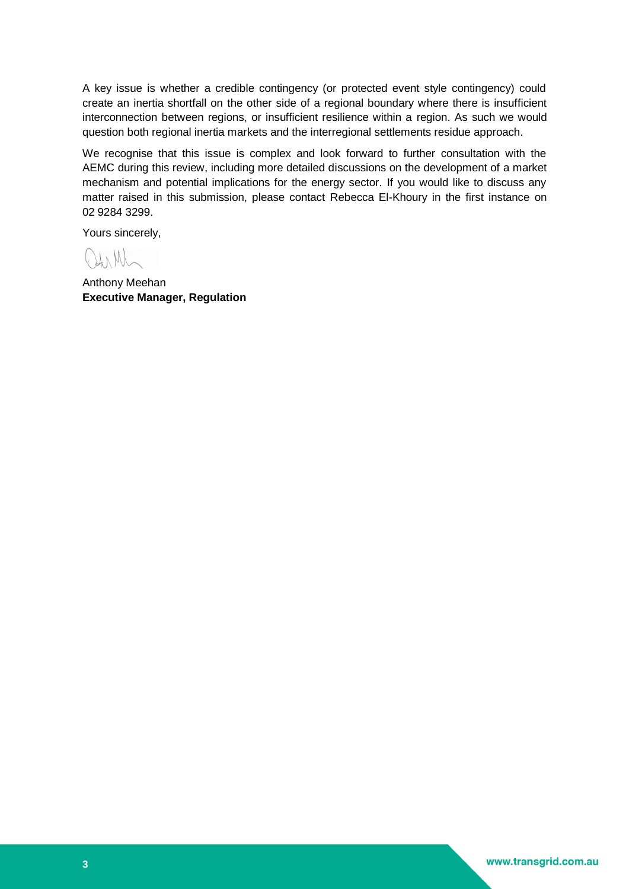A key issue is whether a credible contingency (or protected event style contingency) could create an inertia shortfall on the other side of a regional boundary where there is insufficient interconnection between regions, or insufficient resilience within a region. As such we would question both regional inertia markets and the interregional settlements residue approach.

We recognise that this issue is complex and look forward to further consultation with the AEMC during this review, including more detailed discussions on the development of a market mechanism and potential implications for the energy sector. If you would like to discuss any matter raised in this submission, please contact Rebecca El-Khoury in the first instance on 02 9284 3299.

Yours sincerely,

Anthony Meehan
**Executive Manager, Regulation**